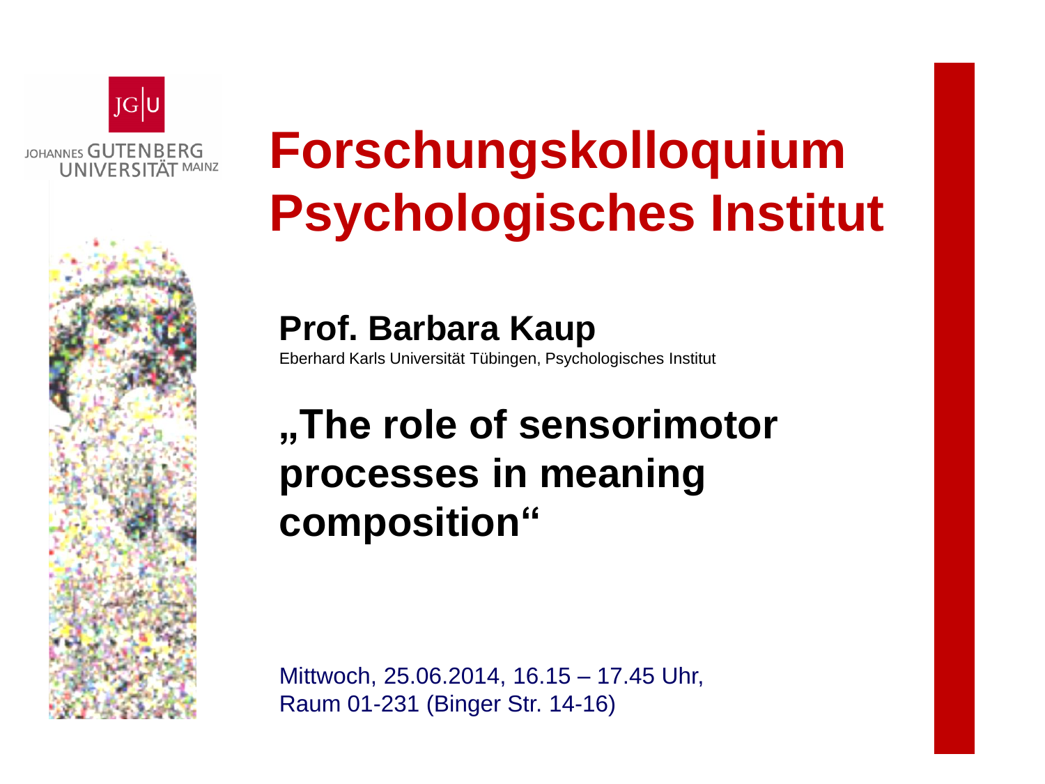JOHANNES GUTENBERG UNIVERSITÄT MAINZ

# Forschungskolloquium Psychologisches Institut

## Prof. Barbara Kaup

Eberhard Karls Universität Tübingen, Psychologisches Institut

## „The role of sensorimotor processes in meaning composition“

Mittwoch, 25.06.2014, 16.15 – 17.45 Uhr,
Raum 01-231 (Binger Str. 14-16)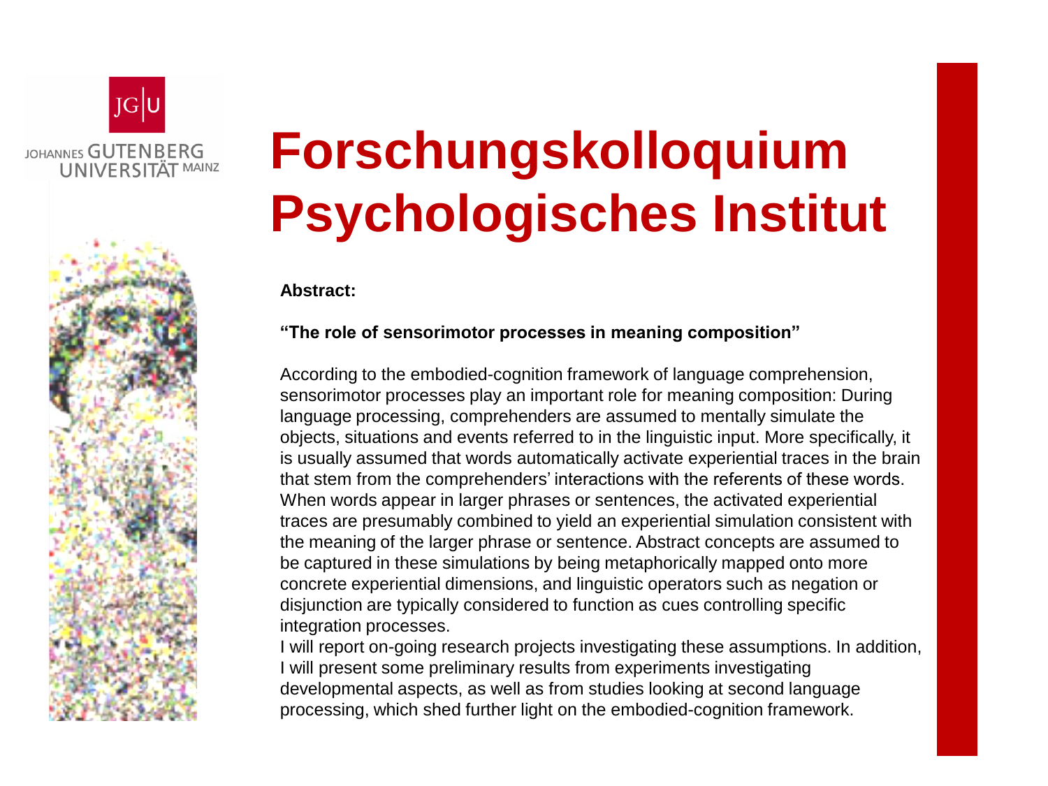JOHANNES GUTENBERG UNIVERSITÄT MAINZ

# Forschungskolloquium Psychologisches Institut

**Abstract:**

**"The role of sensorimotor processes in meaning composition"**

According to the embodied-cognition framework of language comprehension, sensorimotor processes play an important role for meaning composition: During language processing, comprehenders are assumed to mentally simulate the objects, situations and events referred to in the linguistic input. More specifically, it is usually assumed that words automatically activate experiential traces in the brain that stem from the comprehenders' interactions with the referents of these words. When words appear in larger phrases or sentences, the activated experiential traces are presumably combined to yield an experiential simulation consistent with the meaning of the larger phrase or sentence. Abstract concepts are assumed to be captured in these simulations by being metaphorically mapped onto more concrete experiential dimensions, and linguistic operators such as negation or disjunction are typically considered to function as cues controlling specific integration processes.

I will report on-going research projects investigating these assumptions. In addition, I will present some preliminary results from experiments investigating developmental aspects, as well as from studies looking at second language processing, which shed further light on the embodied-cognition framework.